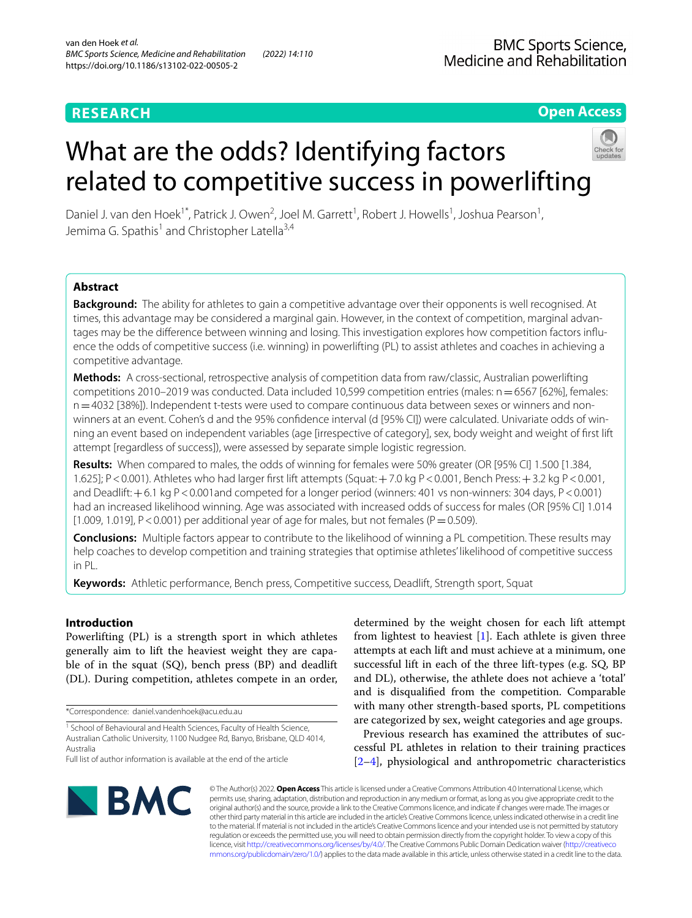RESEARCH

Open Access

# What are the odds? Identifying factors related to competitive success in powerlifting

Daniel J. van den Hoek[1*], Patrick J. Owen[2], Joel M. Garrett[1], Robert J. Howells[1], Joshua Pearson[1], Jemima G. Spathis[1] and Christopher Latella[3,4]

## Abstract

**Background:** The ability for athletes to gain a competitive advantage over their opponents is well recognised. At times, this advantage may be considered a marginal gain. However, in the context of competition, marginal advantages may be the difference between winning and losing. This investigation explores how competition factors influence the odds of competitive success (i.e. winning) in powerlifting (PL) to assist athletes and coaches in achieving a competitive advantage.

**Methods:** A cross-sectional, retrospective analysis of competition data from raw/classic, Australian powerlifting competitions 2010–2019 was conducted. Data included 10,599 competition entries (males: n = 6567 [62%], females: n = 4032 [38%]). Independent t-tests were used to compare continuous data between sexes or winners and non-winners at an event. Cohen's d and the 95% confidence interval (d [95% CI]) were calculated. Univariate odds of winning an event based on independent variables (age [irrespective of category], sex, body weight and weight of first lift attempt [regardless of success]), were assessed by separate simple logistic regression.

**Results:** When compared to males, the odds of winning for females were 50% greater (OR [95% CI] 1.500 [1.384, 1.625]; $P < 0.001$). Athletes who had larger first lift attempts (Squat: + 7.0 kg $P < 0.001$, Bench Press: + 3.2 kg $P < 0.001$, and Deadlift: + 6.1 kg $P < 0.001$and competed for a longer period (winners: 401 vs non-winners: 304 days, $P < 0.001$) had an increased likelihood winning. Age was associated with increased odds of success for males (OR [95% CI] 1.014 [1.009, 1.019], $P < 0.001$) per additional year of age for males, but not females ($P = 0.509$).

**Conclusions:** Multiple factors appear to contribute to the likelihood of winning a PL competition. These results may help coaches to develop competition and training strategies that optimise athletes' likelihood of competitive success in PL.

**Keywords:** Athletic performance, Bench press, Competitive success, Deadlift, Strength sport, Squat

## Introduction

Powerlifting (PL) is a strength sport in which athletes generally aim to lift the heaviest weight they are capable of in the squat (SQ), bench press (BP) and deadlift (DL). During competition, athletes compete in an order, determined by the weight chosen for each lift attempt from lightest to heaviest [1]. Each athlete is given three attempts at each lift and must achieve at a minimum, one successful lift in each of the three lift-types (e.g. SQ, BP and DL), otherwise, the athlete does not achieve a 'total' and is disqualified from the competition. Comparable with many other strength-based sports, PL competitions are categorized by sex, weight categories and age groups.

Previous research has examined the attributes of successful PL athletes in relation to their training practices [2–4], physiological and anthropometric characteristics

*Correspondence: daniel.vandenhoek@acu.edu.au

[1] School of Behavioural and Health Sciences, Faculty of Health Science, Australian Catholic University, 1100 Nudgee Rd, Banyo, Brisbane, QLD 4014, Australia

Full list of author information is available at the end of the article

© The Author(s) 2022. **Open Access** This article is licensed under a Creative Commons Attribution 4.0 International License, which permits use, sharing, adaptation, distribution and reproduction in any medium or format, as long as you give appropriate credit to the original author(s) and the source, provide a link to the Creative Commons licence, and indicate if changes were made. The images or other third party material in this article are included in the article's Creative Commons licence, unless indicated otherwise in a credit line to the material. If material is not included in the article's Creative Commons licence and your intended use is not permitted by statutory regulation or exceeds the permitted use, you will need to obtain permission directly from the copyright holder. To view a copy of this licence, visit http://creativecommons.org/licenses/by/4.0/. The Creative Commons Public Domain Dedication waiver (http://creativecommons.org/publicdomain/zero/1.0/) applies to the data made available in this article, unless otherwise stated in a credit line to the data.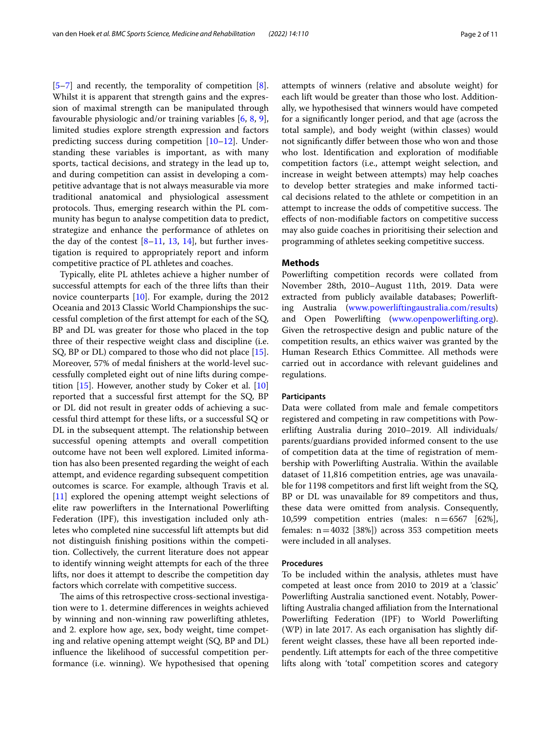[5–7] and recently, the temporality of competition [8]. Whilst it is apparent that strength gains and the expression of maximal strength can be manipulated through favourable physiologic and/or training variables [6, 8, 9], limited studies explore strength expression and factors predicting success during competition [10–12]. Understanding these variables is important, as with many sports, tactical decisions, and strategy in the lead up to, and during competition can assist in developing a competitive advantage that is not always measurable via more traditional anatomical and physiological assessment protocols. Thus, emerging research within the PL community has begun to analyse competition data to predict, strategize and enhance the performance of athletes on the day of the contest [8–11, 13, 14], but further investigation is required to appropriately report and inform competitive practice of PL athletes and coaches.

Typically, elite PL athletes achieve a higher number of successful attempts for each of the three lifts than their novice counterparts [10]. For example, during the 2012 Oceania and 2013 Classic World Championships the successful completion of the first attempt for each of the SQ, BP and DL was greater for those who placed in the top three of their respective weight class and discipline (i.e. SQ, BP or DL) compared to those who did not place [15]. Moreover, 57% of medal finishers at the world-level successfully completed eight out of nine lifts during competition [15]. However, another study by Coker et al. [10] reported that a successful first attempt for the SQ, BP or DL did not result in greater odds of achieving a successful third attempt for these lifts, or a successful SQ or DL in the subsequent attempt. The relationship between successful opening attempts and overall competition outcome have not been well explored. Limited information has also been presented regarding the weight of each attempt, and evidence regarding subsequent competition outcomes is scarce. For example, although Travis et al. [11] explored the opening attempt weight selections of elite raw powerlifters in the International Powerlifting Federation (IPF), this investigation included only athletes who completed nine successful lift attempts but did not distinguish finishing positions within the competition. Collectively, the current literature does not appear to identify winning weight attempts for each of the three lifts, nor does it attempt to describe the competition day factors which correlate with competitive success.

The aims of this retrospective cross-sectional investigation were to 1. determine differences in weights achieved by winning and non-winning raw powerlifting athletes, and 2. explore how age, sex, body weight, time competing and relative opening attempt weight (SQ, BP and DL) influence the likelihood of successful competition performance (i.e. winning). We hypothesised that opening attempts of winners (relative and absolute weight) for each lift would be greater than those who lost. Additionally, we hypothesised that winners would have competed for a significantly longer period, and that age (across the total sample), and body weight (within classes) would not significantly differ between those who won and those who lost. Identification and exploration of modifiable competition factors (i.e., attempt weight selection, and increase in weight between attempts) may help coaches to develop better strategies and make informed tactical decisions related to the athlete or competition in an attempt to increase the odds of competitive success. The effects of non-modifiable factors on competitive success may also guide coaches in prioritising their selection and programming of athletes seeking competitive success.

## Methods

Powerlifting competition records were collated from November 28th, 2010–August 11th, 2019. Data were extracted from publicly available databases; Powerlifting Australia (www.powerliftingaustralia.com/results) and Open Powerlifting (www.openpowerlifting.org). Given the retrospective design and public nature of the competition results, an ethics waiver was granted by the Human Research Ethics Committee. All methods were carried out in accordance with relevant guidelines and regulations.

### Participants

Data were collated from male and female competitors registered and competing in raw competitions with Powerlifting Australia during 2010–2019. All individuals/parents/guardians provided informed consent to the use of competition data at the time of registration of membership with Powerlifting Australia. Within the available dataset of 11,816 competition entries, age was unavailable for 1198 competitors and first lift weight from the SQ, BP or DL was unavailable for 89 competitors and thus, these data were omitted from analysis. Consequently, 10,599 competition entries (males: $n = 6567$ [62%], females: $n = 4032$ [38%]) across 353 competition meets were included in all analyses.

### Procedures

To be included within the analysis, athletes must have competed at least once from 2010 to 2019 at a 'classic' Powerlifting Australia sanctioned event. Notably, Powerlifting Australia changed affiliation from the International Powerlifting Federation (IPF) to World Powerlifting (WP) in late 2017. As each organisation has slightly different weight classes, these have all been reported independently. Lift attempts for each of the three competitive lifts along with 'total' competition scores and category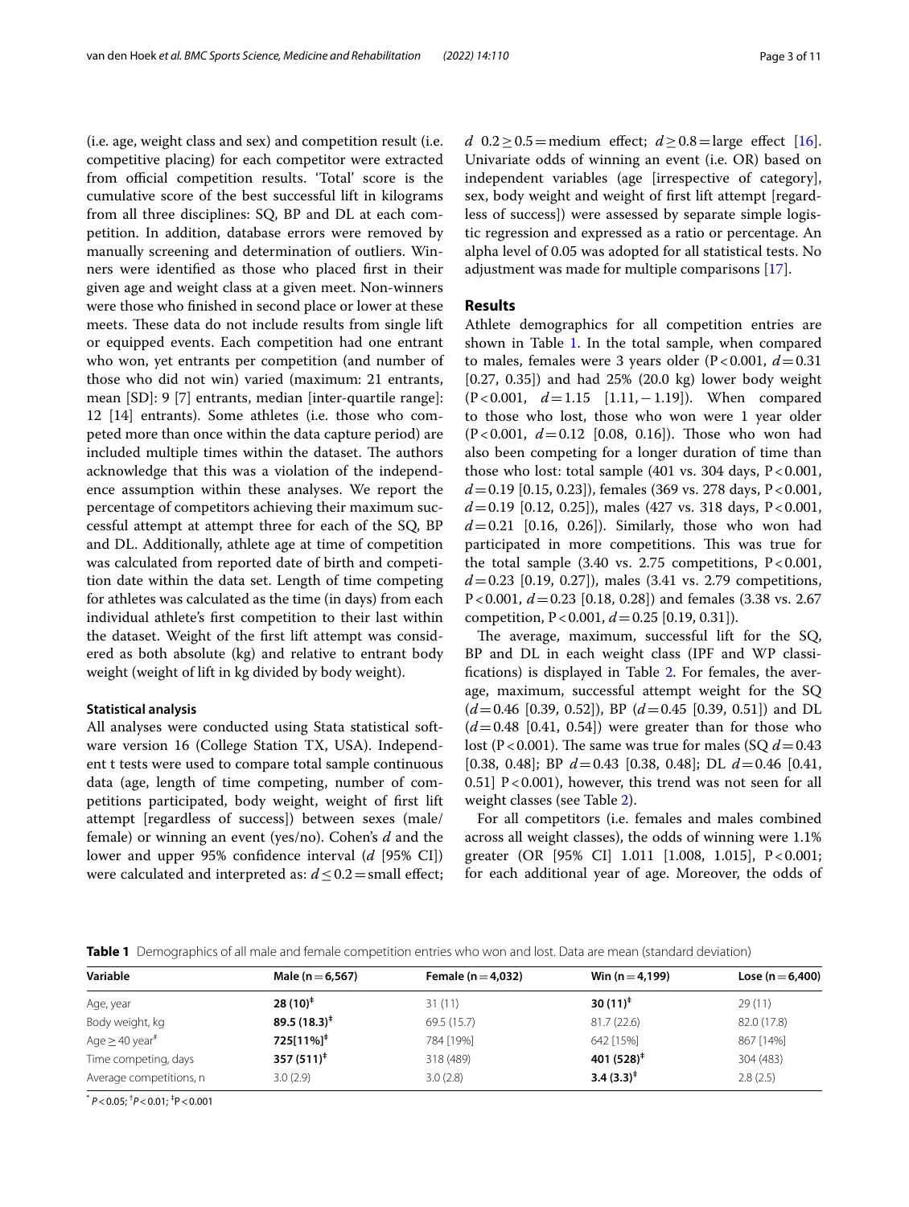(i.e. age, weight class and sex) and competition result (i.e. competitive placing) for each competitor were extracted from official competition results. 'Total' score is the cumulative score of the best successful lift in kilograms from all three disciplines: SQ, BP and DL at each competition. In addition, database errors were removed by manually screening and determination of outliers. Winners were identified as those who placed first in their given age and weight class at a given meet. Non-winners were those who finished in second place or lower at these meets. These data do not include results from single lift or equipped events. Each competition had one entrant who won, yet entrants per competition (and number of those who did not win) varied (maximum: 21 entrants, mean [SD]: 9 [7] entrants, median [inter-quartile range]: 12 [14] entrants). Some athletes (i.e. those who competed more than once within the data capture period) are included multiple times within the dataset. The authors acknowledge that this was a violation of the independence assumption within these analyses. We report the percentage of competitors achieving their maximum successful attempt at attempt three for each of the SQ, BP and DL. Additionally, athlete age at time of competition was calculated from reported date of birth and competition date within the data set. Length of time competing for athletes was calculated as the time (in days) from each individual athlete's first competition to their last within the dataset. Weight of the first lift attempt was considered as both absolute (kg) and relative to entrant body weight (weight of lift in kg divided by body weight).

### Statistical analysis

All analyses were conducted using Stata statistical software version 16 (College Station TX, USA). Independent t tests were used to compare total sample continuous data (age, length of time competing, number of competitions participated, body weight, weight of first lift attempt [regardless of success]) between sexes (male/female) or winning an event (yes/no). Cohen's *d* and the lower and upper 95% confidence interval (*d* [95% CI]) were calculated and interpreted as: $d \leq 0.2$ = small effect; $d$ $0.2 \geq 0.5$ = medium effect; $d \geq 0.8$ = large effect [16]. Univariate odds of winning an event (i.e. OR) based on independent variables (age [irrespective of category], sex, body weight and weight of first lift attempt [regardless of success]) were assessed by separate simple logistic regression and expressed as a ratio or percentage. An alpha level of 0.05 was adopted for all statistical tests. No adjustment was made for multiple comparisons [17].

## Results

Athlete demographics for all competition entries are shown in Table 1. In the total sample, when compared to males, females were 3 years older ($P < 0.001$, $d = 0.31$ [0.27, 0.35]) and had 25% (20.0 kg) lower body weight ($P < 0.001$, $d = 1.15$ [1.11, −1.19]). When compared to those who lost, those who won were 1 year older ($P < 0.001$, $d = 0.12$ [0.08, 0.16]). Those who won had also been competing for a longer duration of time than those who lost: total sample (401 vs. 304 days, $P < 0.001$, $d = 0.19$ [0.15, 0.23]), females (369 vs. 278 days, $P < 0.001$, $d = 0.19$ [0.12, 0.25]), males (427 vs. 318 days, $P < 0.001$, $d = 0.21$ [0.16, 0.26]). Similarly, those who won had participated in more competitions. This was true for the total sample (3.40 vs. 2.75 competitions, $P < 0.001$, $d = 0.23$ [0.19, 0.27]), males (3.41 vs. 2.79 competitions, $P < 0.001$, $d = 0.23$ [0.18, 0.28]) and females (3.38 vs. 2.67 competition, $P < 0.001$, $d = 0.25$ [0.19, 0.31]).

The average, maximum, successful lift for the SQ, BP and DL in each weight class (IPF and WP classifications) is displayed in Table 2. For females, the average, maximum, successful attempt weight for the SQ ($d = 0.46$ [0.39, 0.52]), BP ($d = 0.45$ [0.39, 0.51]) and DL ($d = 0.48$ [0.41, 0.54]) were greater than for those who lost ($P < 0.001$). The same was true for males (SQ $d = 0.43$ [0.38, 0.48]; BP $d = 0.43$ [0.38, 0.48]; DL $d = 0.46$ [0.41, 0.51] $P < 0.001$), however, this trend was not seen for all weight classes (see Table 2).

For all competitors (i.e. females and males combined across all weight classes), the odds of winning were 1.1% greater (OR [95% CI] 1.011 [1.008, 1.015], $P < 0.001$; for each additional year of age. Moreover, the odds of

**Table 1** Demographics of all male and female competition entries who won and lost. Data are mean (standard deviation)

| Variable | Male (n = 6,567) | Female (n = 4,032) | Win (n = 4,199) | Lose (n = 6,400) |
|---|---|---|---|---|
| Age, year | **28 (10)**[‡] | 31 (11) | **30 (11)**[‡] | 29 (11) |
| Body weight, kg | **89.5 (18.3)**[‡] | 69.5 (15.7) | 81.7 (22.6) | 82.0 (17.8) |
| Age ≥ 40 year[#] | **725[11%]**[‡] | 784 [19%] | 642 [15%] | 867 [14%] |
| Time competing, days | **357 (511)**[‡] | 318 (489) | **401 (528)**[‡] | 304 (483) |
| Average competitions, n | 3.0 (2.9) | 3.0 (2.8) | **3.4 (3.3)**[‡] | 2.8 (2.5) |

[*] $P < 0.05$; [†] $P < 0.01$; [‡] $P < 0.001$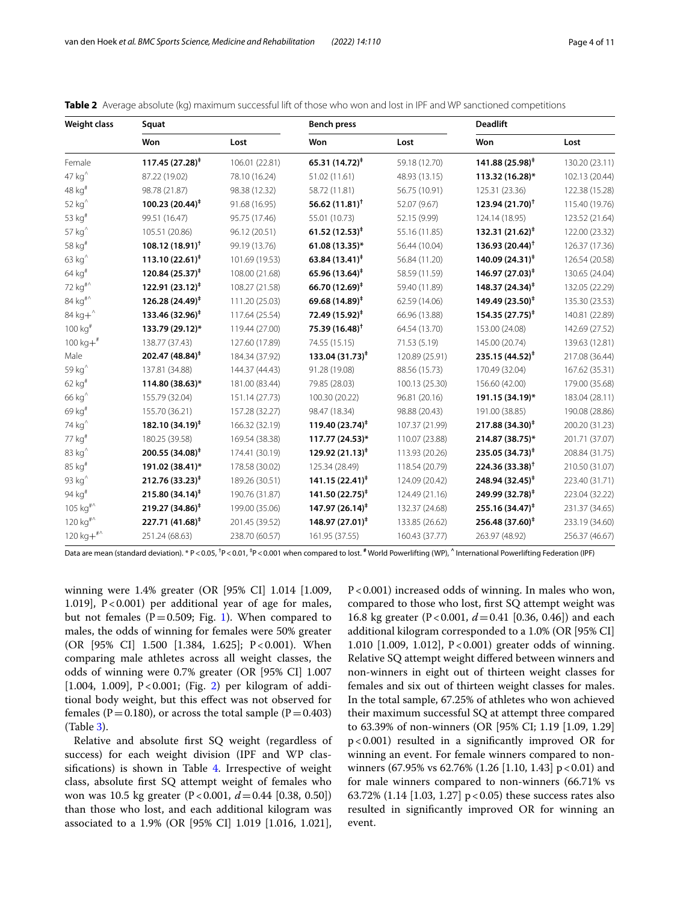**Table 2** Average absolute (kg) maximum successful lift of those who won and lost in IPF and WP sanctioned competitions

| Weight class | Squat | | Bench press | | Deadlift | |
|---|---|---|---|---|---|---|
| | Won | Lost | Won | Lost | Won | Lost |
| Female | **117.45 (27.28)[‡]** | 106.01 (22.81) | **65.31 (14.72)[‡]** | 59.18 (12.70) | **141.88 (25.98)[‡]** | 130.20 (23.11) |
| 47 kg[^] | 87.22 (19.02) | 78.10 (16.24) | 51.02 (11.61) | 48.93 (13.15) | **113.32 (16.28)*** | 102.13 (20.44) |
| 48 kg[#] | 98.78 (21.87) | 98.38 (12.32) | 58.72 (11.81) | 56.75 (10.91) | 125.31 (23.36) | 122.38 (15.28) |
| 52 kg[^] | **100.23 (20.44)[‡]** | 91.68 (16.95) | **56.62 (11.81)[†]** | 52.07 (9.67) | **123.94 (21.70)[†]** | 115.40 (19.76) |
| 53 kg[#] | 99.51 (16.47) | 95.75 (17.46) | 55.01 (10.73) | 52.15 (9.99) | 124.14 (18.95) | 123.52 (21.64) |
| 57 kg[^] | 105.51 (20.86) | 96.12 (20.51) | **61.52 (12.53)[‡]** | 55.16 (11.85) | **132.31 (21.62)[‡]** | 122.00 (23.32) |
| 58 kg[#] | **108.12 (18.91)[†]** | 99.19 (13.76) | **61.08 (13.35)*** | 56.44 (10.04) | **136.93 (20.44)[†]** | 126.37 (17.36) |
| 63 kg[^] | **113.10 (22.61)[‡]** | 101.69 (19.53) | **63.84 (13.41)[‡]** | 56.84 (11.20) | **140.09 (24.31)[‡]** | 126.54 (20.58) |
| 64 kg[#] | **120.84 (25.37)[‡]** | 108.00 (21.68) | **65.96 (13.64)[‡]** | 58.59 (11.59) | **146.97 (27.03)[‡]** | 130.65 (24.04) |
| 72 kg[#^] | **122.91 (23.12)[‡]** | 108.27 (21.58) | **66.70 (12.69)[‡]** | 59.40 (11.89) | **148.37 (24.34)[‡]** | 132.05 (22.29) |
| 84 kg[#^] | **126.28 (24.49)[‡]** | 111.20 (25.03) | **69.68 (14.89)[‡]** | 62.59 (14.06) | **149.49 (23.50)[‡]** | 135.30 (23.53) |
| 84 kg+[^] | **133.46 (32.96)[‡]** | 117.64 (25.54) | **72.49 (15.92)[‡]** | 66.96 (13.88) | **154.35 (27.75)[‡]** | 140.81 (22.89) |
| 100 kg[#] | **133.79 (29.12)*** | 119.44 (27.00) | **75.39 (16.48)[†]** | 64.54 (13.70) | 153.00 (24.08) | 142.69 (27.52) |
| 100 kg+[#] | 138.77 (37.43) | 127.60 (17.89) | 74.55 (15.15) | 71.53 (5.19) | 145.00 (20.74) | 139.63 (12.81) |
| Male | **202.47 (48.84)[‡]** | 184.34 (37.92) | **133.04 (31.73)[‡]** | 120.89 (25.91) | **235.15 (44.52)[‡]** | 217.08 (36.44) |
| 59 kg[^] | 137.81 (34.88) | 144.37 (44.43) | 91.28 (19.08) | 88.56 (15.73) | 170.49 (32.04) | 167.62 (35.31) |
| 62 kg[#] | **114.80 (38.63)*** | 181.00 (83.44) | 79.85 (28.03) | 100.13 (25.30) | 156.60 (42.00) | 179.00 (35.68) |
| 66 kg[^] | 155.79 (32.04) | 151.14 (27.73) | 100.30 (20.22) | 96.81 (20.16) | **191.15 (34.19)*** | 183.04 (28.11) |
| 69 kg[#] | 155.70 (36.21) | 157.28 (32.27) | 98.47 (18.34) | 98.88 (20.43) | 191.00 (38.85) | 190.08 (28.86) |
| 74 kg[^] | **182.10 (34.19)[‡]** | 166.32 (32.19) | **119.40 (23.74)[‡]** | 107.37 (21.99) | **217.88 (34.30)[‡]** | 200.20 (31.23) |
| 77 kg[#] | 180.25 (39.58) | 169.54 (38.38) | **117.77 (24.53)*** | 110.07 (23.88) | **214.87 (38.75)*** | 201.71 (37.07) |
| 83 kg[^] | **200.55 (34.08)[‡]** | 174.41 (30.19) | **129.92 (21.13)[‡]** | 113.93 (20.26) | **235.05 (34.73)[‡]** | 208.84 (31.75) |
| 85 kg[#] | **191.02 (38.41)*** | 178.58 (30.02) | 125.34 (28.49) | 118.54 (20.79) | **224.36 (33.38)[†]** | 210.50 (31.07) |
| 93 kg[^] | **212.76 (33.23)[‡]** | 189.26 (30.51) | **141.15 (22.41)[‡]** | 124.09 (20.42) | **248.94 (32.45)[‡]** | 223.40 (31.71) |
| 94 kg[#] | **215.80 (34.14)[‡]** | 190.76 (31.87) | **141.50 (22.75)[‡]** | 124.49 (21.16) | **249.99 (32.78)[‡]** | 223.04 (32.22) |
| 105 kg[#^] | **219.27 (34.86)[‡]** | 199.00 (35.06) | **147.97 (26.14)[‡]** | 132.37 (24.68) | **255.16 (34.47)[‡]** | 231.37 (34.65) |
| 120 kg[#^] | **227.71 (41.68)[‡]** | 201.45 (39.52) | **148.97 (27.01)[‡]** | 133.85 (26.62) | **256.48 (37.60)[‡]** | 233.19 (34.60) |
| 120 kg+[#^] | 251.24 (68.63) | 238.70 (60.57) | 161.95 (37.55) | 160.43 (37.77) | 263.97 (48.92) | 256.37 (46.67) |

Data are mean (standard deviation). * $P < 0.05$, [†] $P < 0.01$, [‡] $P < 0.001$ when compared to lost. [#] World Powerlifting (WP), [^] International Powerlifting Federation (IPF)

winning were 1.4% greater (OR [95% CI] 1.014 [1.009, 1.019], $P < 0.001$) per additional year of age for males, but not females ($P = 0.509$; Fig. 1). When compared to males, the odds of winning for females were 50% greater (OR [95% CI] 1.500 [1.384, 1.625]; $P < 0.001$). When comparing male athletes across all weight classes, the odds of winning were 0.7% greater (OR [95% CI] 1.007 [1.004, 1.009], $P < 0.001$; (Fig. 2) per kilogram of additional body weight, but this effect was not observed for females ($P = 0.180$), or across the total sample ($P = 0.403$) (Table 3).

Relative and absolute first SQ weight (regardless of success) for each weight division (IPF and WP classifications) is shown in Table 4. Irrespective of weight class, absolute first SQ attempt weight of females who won was 10.5 kg greater ($P < 0.001$, $d = 0.44$ [0.38, 0.50]) than those who lost, and each additional kilogram was associated to a 1.9% (OR [95% CI] 1.019 [1.016, 1.021], $P < 0.001$) increased odds of winning. In males who won, compared to those who lost, first SQ attempt weight was 16.8 kg greater ($P < 0.001$, $d = 0.41$ [0.36, 0.46]) and each additional kilogram corresponded to a 1.0% (OR [95% CI] 1.010 [1.009, 1.012], $P < 0.001$) greater odds of winning. Relative SQ attempt weight differed between winners and non-winners in eight out of thirteen weight classes for females and six out of thirteen weight classes for males. In the total sample, 67.25% of athletes who won achieved their maximum successful SQ at attempt three compared to 63.39% of non-winners (OR [95% CI; 1.19 [1.09, 1.29] $p < 0.001$) resulted in a significantly improved OR for winning an event. For female winners compared to non-winners (67.95% vs 62.76% (1.26 [1.10, 1.43] $p < 0.01$) and for male winners compared to non-winners (66.71% vs 63.72% (1.14 [1.03, 1.27] $p < 0.05$) these success rates also resulted in significantly improved OR for winning an event.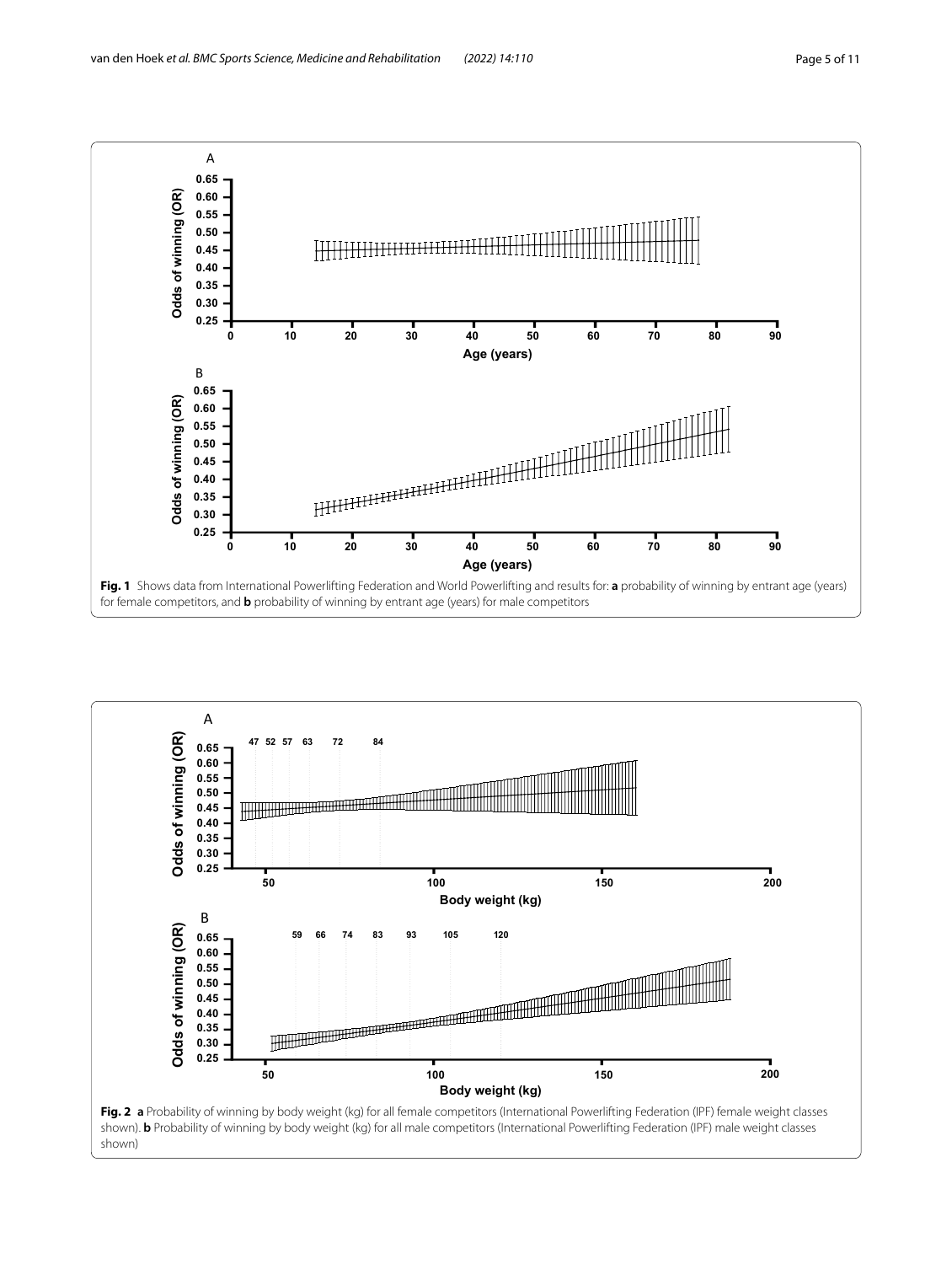**Fig. 1** Shows data from International Powerlifting Federation and World Powerlifting and results for: **a** probability of winning by entrant age (years) for female competitors, and **b** probability of winning by entrant age (years) for male competitors

**Fig. 2** **a** Probability of winning by body weight (kg) for all female competitors (International Powerlifting Federation (IPF) female weight classes shown). **b** Probability of winning by body weight (kg) for all male competitors (International Powerlifting Federation (IPF) male weight classes shown)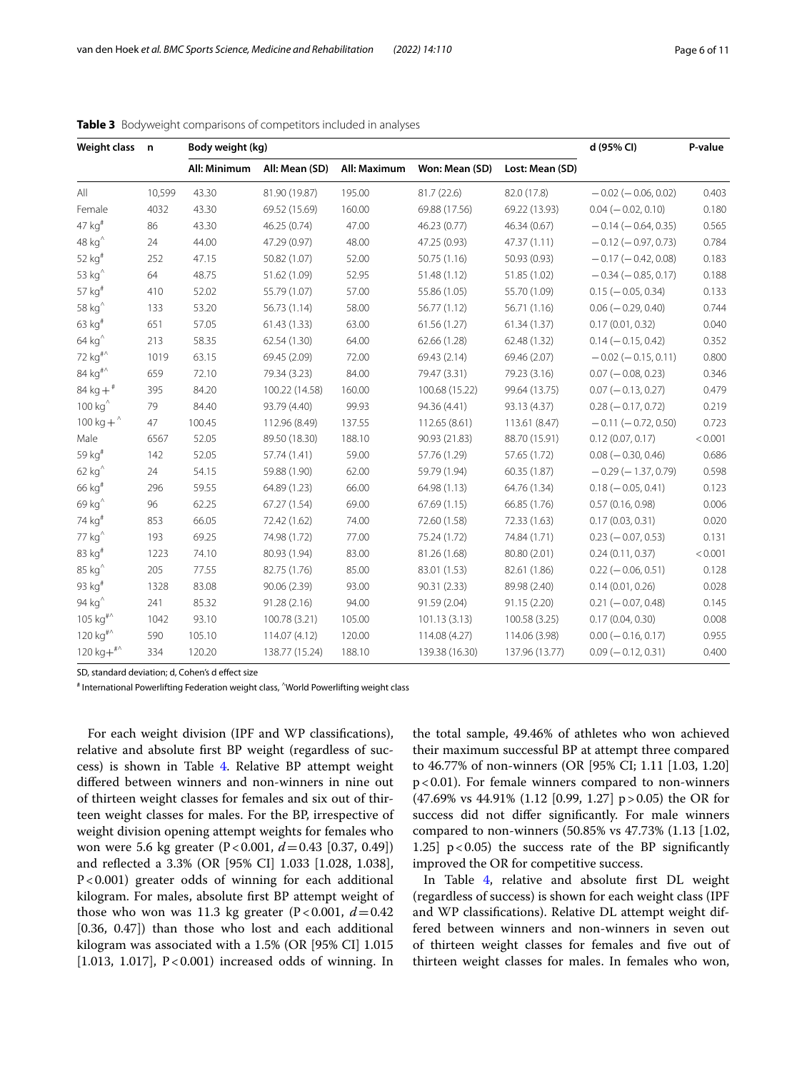**Table 3** Bodyweight comparisons of competitors included in analyses

| Weight class | n | Body weight (kg) | | | | | d (95% CI) | P-value |
|---|---|---|---|---|---|---|---|---|
| | | All: Minimum | All: Mean (SD) | All: Maximum | Won: Mean (SD) | Lost: Mean (SD) | | |
| All | 10,599 | 43.30 | 81.90 (19.87) | 195.00 | 81.7 (22.6) | 82.0 (17.8) | −0.02 (−0.06, 0.02) | 0.403 |
| Female | 4032 | 43.30 | 69.52 (15.69) | 160.00 | 69.88 (17.56) | 69.22 (13.93) | 0.04 (−0.02, 0.10) | 0.180 |
| 47 kg[#] | 86 | 43.30 | 46.25 (0.74) | 47.00 | 46.23 (0.77) | 46.34 (0.67) | −0.14 (−0.64, 0.35) | 0.565 |
| 48 kg[^] | 24 | 44.00 | 47.29 (0.97) | 48.00 | 47.25 (0.93) | 47.37 (1.11) | −0.12 (−0.97, 0.73) | 0.784 |
| 52 kg[#] | 252 | 47.15 | 50.82 (1.07) | 52.00 | 50.75 (1.16) | 50.93 (0.93) | −0.17 (−0.42, 0.08) | 0.183 |
| 53 kg[^] | 64 | 48.75 | 51.62 (1.09) | 52.95 | 51.48 (1.12) | 51.85 (1.02) | −0.34 (−0.85, 0.17) | 0.188 |
| 57 kg[#] | 410 | 52.02 | 55.79 (1.07) | 57.00 | 55.86 (1.05) | 55.70 (1.09) | 0.15 (−0.05, 0.34) | 0.133 |
| 58 kg[^] | 133 | 53.20 | 56.73 (1.14) | 58.00 | 56.77 (1.12) | 56.71 (1.16) | 0.06 (−0.29, 0.40) | 0.744 |
| 63 kg[#] | 651 | 57.05 | 61.43 (1.33) | 63.00 | 61.56 (1.27) | 61.34 (1.37) | 0.17 (0.01, 0.32) | 0.040 |
| 64 kg[^] | 213 | 58.35 | 62.54 (1.30) | 64.00 | 62.66 (1.28) | 62.48 (1.32) | 0.14 (−0.15, 0.42) | 0.352 |
| 72 kg[#^] | 1019 | 63.15 | 69.45 (2.09) | 72.00 | 69.43 (2.14) | 69.46 (2.07) | −0.02 (−0.15, 0.11) | 0.800 |
| 84 kg[#^] | 659 | 72.10 | 79.34 (3.23) | 84.00 | 79.47 (3.31) | 79.23 (3.16) | 0.07 (−0.08, 0.23) | 0.346 |
| 84 kg+[#] | 395 | 84.20 | 100.22 (14.58) | 160.00 | 100.68 (15.22) | 99.64 (13.75) | 0.07 (−0.13, 0.27) | 0.479 |
| 100 kg[^] | 79 | 84.40 | 93.79 (4.40) | 99.93 | 94.36 (4.41) | 93.13 (4.37) | 0.28 (−0.17, 0.72) | 0.219 |
| 100 kg+[^] | 47 | 100.45 | 112.96 (8.49) | 137.55 | 112.65 (8.61) | 113.61 (8.47) | −0.11 (−0.72, 0.50) | 0.723 |
| Male | 6567 | 52.05 | 89.50 (18.30) | 188.10 | 90.93 (21.83) | 88.70 (15.91) | 0.12 (0.07, 0.17) | < 0.001 |
| 59 kg[#] | 142 | 52.05 | 57.74 (1.41) | 59.00 | 57.76 (1.29) | 57.65 (1.72) | 0.08 (−0.30, 0.46) | 0.686 |
| 62 kg[^] | 24 | 54.15 | 59.88 (1.90) | 62.00 | 59.79 (1.94) | 60.35 (1.87) | −0.29 (−1.37, 0.79) | 0.598 |
| 66 kg[#] | 296 | 59.55 | 64.89 (1.23) | 66.00 | 64.98 (1.13) | 64.76 (1.34) | 0.18 (−0.05, 0.41) | 0.123 |
| 69 kg[^] | 96 | 62.25 | 67.27 (1.54) | 69.00 | 67.69 (1.15) | 66.85 (1.76) | 0.57 (0.16, 0.98) | 0.006 |
| 74 kg[#] | 853 | 66.05 | 72.42 (1.62) | 74.00 | 72.60 (1.58) | 72.33 (1.63) | 0.17 (0.03, 0.31) | 0.020 |
| 77 kg[^] | 193 | 69.25 | 74.98 (1.72) | 77.00 | 75.24 (1.72) | 74.84 (1.71) | 0.23 (−0.07, 0.53) | 0.131 |
| 83 kg[#] | 1223 | 74.10 | 80.93 (1.94) | 83.00 | 81.26 (1.68) | 80.80 (2.01) | 0.24 (0.11, 0.37) | < 0.001 |
| 85 kg[^] | 205 | 77.55 | 82.75 (1.76) | 85.00 | 83.01 (1.53) | 82.61 (1.86) | 0.22 (−0.06, 0.51) | 0.128 |
| 93 kg[#] | 1328 | 83.08 | 90.06 (2.39) | 93.00 | 90.31 (2.33) | 89.98 (2.40) | 0.14 (0.01, 0.26) | 0.028 |
| 94 kg[^] | 241 | 85.32 | 91.28 (2.16) | 94.00 | 91.59 (2.04) | 91.15 (2.20) | 0.21 (−0.07, 0.48) | 0.145 |
| 105 kg[#^] | 1042 | 93.10 | 100.78 (3.21) | 105.00 | 101.13 (3.13) | 100.58 (3.25) | 0.17 (0.04, 0.30) | 0.008 |
| 120 kg[#^] | 590 | 105.10 | 114.07 (4.12) | 120.00 | 114.08 (4.27) | 114.06 (3.98) | 0.00 (−0.16, 0.17) | 0.955 |
| 120 kg+[#^] | 334 | 120.20 | 138.77 (15.24) | 188.10 | 139.38 (16.30) | 137.96 (13.77) | 0.09 (−0.12, 0.31) | 0.400 |

SD, standard deviation; d, Cohen's d effect size

[#] International Powerlifting Federation weight class, [^]World Powerlifting weight class

For each weight division (IPF and WP classifications), relative and absolute first BP weight (regardless of success) is shown in Table 4. Relative BP attempt weight differed between winners and non-winners in nine out of thirteen weight classes for females and six out of thirteen weight classes for males. For the BP, irrespective of weight division opening attempt weights for females who won were 5.6 kg greater ($P < 0.001$, $d = 0.43$ [0.37, 0.49]) and reflected a 3.3% (OR [95% CI] 1.033 [1.028, 1.038], $P < 0.001$) greater odds of winning for each additional kilogram. For males, absolute first BP attempt weight of those who won was 11.3 kg greater ($P < 0.001$, $d = 0.42$ [0.36, 0.47]) than those who lost and each additional kilogram was associated with a 1.5% (OR [95% CI] 1.015 [1.013, 1.017], $P < 0.001$) increased odds of winning. In the total sample, 49.46% of athletes who won achieved their maximum successful BP at attempt three compared to 46.77% of non-winners (OR [95% CI; 1.11 [1.03, 1.20] $p < 0.01$). For female winners compared to non-winners (47.69% vs 44.91% (1.12 [0.99, 1.27] $p > 0.05$) the OR for success did not differ significantly. For male winners compared to non-winners (50.85% vs 47.73% (1.13 [1.02, 1.25] $p < 0.05$) the success rate of the BP significantly improved the OR for competitive success.

In Table 4, relative and absolute first DL weight (regardless of success) is shown for each weight class (IPF and WP classifications). Relative DL attempt weight differed between winners and non-winners in seven out of thirteen weight classes for females and five out of thirteen weight classes for males. In females who won,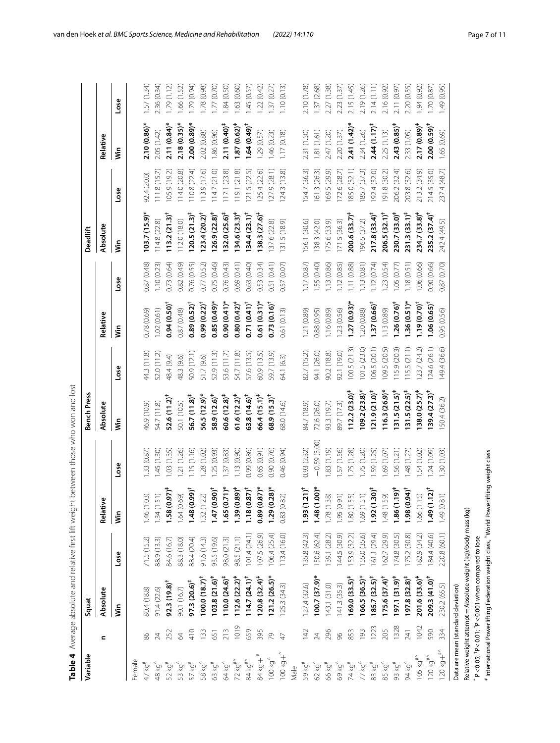**Table 4** Average absolute and relative first lift weight between those who won and lost

| Variable | n | Squat | | | | Bench Press | | | | Deadlift | | | |
|---|---|---|---|---|---|---|---|---|---|---|---|---|---|
| | | Absolute | | Relative | | Absolute | | Relative | | Absolute | | Relative | |
| | | Win | Lose | Win | Lose | Win | Lose | Win | Lose | Win | Lose | Win | Lose |
| Female | | | | | | | | | | | | | |
| 47 kg[#] | 86 | 80.4 (18.8) | 71.5 (15.2) | 1.46 (1.03) | 1.33 (0.87) | 46.9 (10.9) | 44.3 (11.8) | 0.78 (0.69) | 0.87 (0.48) | **103.7 (15.9)*** | 92.4 (20.0) | **2.10 (0.86)*** | 1.57 (1.34) |
| 48 kg[^] | 24 | 91.4 (22.6) | 88.9 (13.3) | 1.34 (1.51) | 1.45 (1.30) | 54.7 (11.8) | 52.0 (11.2) | 1.02 (0.61) | 1.10 (0.23) | 114.8 (22.8) | 111.8 (15.7) | 2.05 (1.42) | 2.36 (0.34) |
| 52 kg[#] | 252 | **92.3 (19.8)[†]** | 84.6 (16.7) | **1.58 (0.97)[‡]** | 1.03 (1.35) | **52.6 (11.2)[†]** | 48.4 (9.4) | **0.94 (0.50)[†]** | 0.73 (0.64) | **113.2 (21.3)[†]** | 105.9 (19.2) | **2.11 (0.84)*** | 1.79 (1.12) |
| 53 kg[^] | 64 | 90.1 (16.7) | 88.3 (18.0) | 1.64 (0.69) | 1.21 (1.26) | 50.1 (10.5) | 48.3 (9.6) | 0.87 (0.48) | 0.82 (0.49) | 112.0 (18.0) | 114.0 (20.8) | **2.18 (0.35)*** | 1.66 (1.52) |
| 57 kg[#] | 410 | **97.3 (20.6)[‡]** | 88.4 (20.4) | **1.48 (0.99)[†]** | 1.15 (1.16) | **56.7 (11.8)[‡]** | 50.9 (12.1) | **0.89 (0.52)[†]** | 0.76 (0.55) | **120.5 (21.3)[‡]** | 110.8 (22.4) | **2.00 (0.89)*** | 1.79 (0.94) |
| 58 kg[^] | 133 | **100.0 (18.7)[†]** | 91.6 (14.3) | 1.32 (1.22) | 1.28 (1.02) | **56.5 (12.9)*** | 51.7 (9.6) | **0.99 (0.22)[†]** | 0.77 (0.52) | **123.4 (20.2)[†]** | 113.9 (17.6) | 2.02 (0.88) | 1.78 (0.98) |
| 63 kg[#] | 651 | **103.8 (21.6)[‡]** | 93.5 (19.6) | **1.47 (0.90)[†]** | 1.25 (0.93) | **58.9 (12.6)[‡]** | 52.9 (11.3) | **0.85 (0.49)*** | 0.75 (0.46) | **126.9 (22.8)[‡]** | 114.7 (21.0) | 1.86 (0.96) | 1.77 (0.70) |
| 64 kg[^] | 213 | **110.0 (24.6)[‡]** | 98.0 (21.3) | **1.65 (0.71)*** | 1.37 (0.83) | **60.6 (12.8)[‡]** | 53.6 (11.7) | **0.90 (0.41)*** | 0.76 (0.43) | **132.0 (25.6)[‡]** | 117.1 (23.8) | **2.11 (0.40)[‡]** | 1.84 (0.50) |
| 72 kg[#^] | 1019 | **112.6 (22.2)[‡]** | 98.5 (21.1) | **1.39 (0.89)[‡]** | 1.13 (0.90) | **61.6 (12.2)[‡]** | 54.7 (11.8) | **0.80 (0.42)[‡]** | 0.69 (0.41) | **134.6 (23.3)[‡]** | 119.1 (21.8) | **1.87 (0.62)[‡]** | 1.63 (0.60) |
| 84 kg[#^] | 659 | **114.7 (24.1)[‡]** | 101.4 (24.1) | **1.18 (0.87)[†]** | 0.99 (0.86) | **63.8 (14.6)[‡]** | 57.6 (13.5) | **0.71 (0.41)[†]** | 0.63 (0.40) | **134.4 (23.1)[‡]** | 121.5 (22.5) | **1.64 (0.49)[‡]** | 1.45 (0.57) |
| 84 kg+[#] | 395 | **120.8 (32.4)[‡]** | 107.5 (26.9) | **0.89 (0.87)*** | 0.65 (0.91) | **66.4 (15.1)[‡]** | 60.9 (13.5) | **0.61 (0.31)*** | 0.53 (0.34) | **138.3 (27.6)[‡]** | 125.4 (22.6) | 1.29 (0.57) | 1.22 (0.42) |
| 100 kg[^] | 79 | **121.2 (26.5)*** | 106.4 (25.4) | **1.29 (0.28)*** | 0.90 (0.76) | **68.9 (15.3)[†]** | 59.7 (13.9) | **0.73 (0.16)[†]** | 0.51 (0.41) | 137.6 (22.8) | 127.9 (28.1) | 1.46 (0.23) | 1.37 (0.27) |
| 100 kg+[^] | 47 | 125.3 (34.3) | 113.4 (16.0) | 0.83 (0.82) | 0.46 (0.94) | 68.0 (14.6) | 64.1 (6.3) | 0.61 (0.13) | 0.57 (0.07) | 131.5 (18.9) | 124.3 (13.8) | 1.17 (0.18) | 1.10 (0.13) |
| Male | | | | | | | | | | | | | |
| 59 kg[#] | 142 | 127.4 (32.6) | 135.8 (42.3) | **1.93 (1.21)[†]** | 0.93 (2.32) | 84.7 (18.9) | 82.7 (15.2) | 1.21 (0.89) | 1.17 (0.87) | 156.1 (30.6) | 154.7 (36.3) | 2.31 (1.50) | 2.10 (1.78) |
| 62 kg[^] | 24 | **100.7 (37.9)*** | 150.6 (62.4) | **1.48 (1.00)*** | −0.59 (3.00) | 72.6 (26.0) | 94.1 (26.0) | 0.88 (0.95) | 1.55 (0.40) | 138.3 (42.0) | 161.3 (26.3) | 1.81 (1.61) | 1.37 (2.68) |
| 66 kg[#] | 296 | 143.1 (31.0) | 139.1 (28.2) | 1.78 (1.38) | 1.83 (1.19) | 93.3 (19.7) | 90.2 (18.8) | 1.16 (0.89) | 1.13 (0.86) | 175.6 (33.9) | 169.5 (29.9) | 2.47 (1.20) | 2.27 (1.38) |
| 69 kg[^] | 96 | 141.3 (35.3) | 144.5 (30.9) | 1.95 (0.91) | 1.57 (1.56) | 89.7 (17.3) | 92.1 (19.0) | 1.23 (0.56) | 1.12 (0.85) | 171.5 (36.3) | 172.6 (28.7) | 2.20 (1.37) | 2.23 (1.37) |
| 74 kg[#] | 853 | **169.0 (33.5)[‡]** | 153.9 (32.2) | 1.80 (1.55) | 1.75 (1.28) | **112.2 (23.0)[‡]** | 100.5 (21.3) | **1.27 (0.93)*** | 1.11 (0.88) | **200.6 (33.7)[‡]** | 185.0 (32.1) | **2.41 (1.42)*** | 2.15 (1.45) |
| 77 kg[^] | 193 | **166.5 (36.5)*** | 155.0 (35.6) | 1.69 (1.51) | 1.75 (1.20) | **109.2 (23.8)*** | 101.5 (23.0) | 1.20 (0.88) | 1.13 (0.81) | 196.5 (37.2) | 185.7 (37.3) | 2.34 (1.26) | 2.19 (1.26) |
| 83 kg[#] | 1223 | **185.7 (32.5)[‡]** | 161.1 (29.4) | **1.92 (1.30)[‡]** | 1.59 (1.25) | **121.9 (21.0)[‡]** | 106.5 (20.1) | **1.37 (0.66)[‡]** | 1.12 (0.74) | **217.8 (33.4)[‡]** | 192.4 (32.0) | **2.44 (1.17)[‡]** | 2.14 (1.11) |
| 85 kg[^] | 205 | **175.6 (37.4)[†]** | 162.7 (29.9) | 1.48 (1.59) | 1.69 (1.07) | **116.3 (26.9)*** | 109.5 (20.5) | 1.13 (0.89) | 1.23 (0.54) | **206.5 (32.1)[†]** | 191.8 (30.2) | 2.25 (1.13) | 2.16 (0.92) |
| 93 kg[#] | 1328 | **197.1 (31.9)[‡]** | 174.8 (30.5) | **1.86 (1.19)[‡]** | 1.56 (1.21) | **131.5 (21.5)[‡]** | 115.9 (20.3) | **1.26 (0.76)[‡]** | 1.05 (0.77) | **230.7 (33.0)[‡]** | 206.2 (32.4) | **2.43 (0.85)[‡]** | 2.11 (0.97) |
| 94 kg[^] | 241 | **197.8 (32.8)[‡]** | 175.2 (30.8) | **1.98 (0.94)[†]** | 1.48 (1.27) | **131.5 (22.5)[‡]** | 115.5 (21.1) | **1.36 (0.51)*** | 1.18 (0.51) | **231.3 (33.1)[‡]** | 203.8 (32.6) | 2.33 (1.05) | 2.20 (0.55) |
| 105 kg[#^] | 1042 | **201.6 (33.6)[‡]** | 182.9 (34.2) | 1.66 (1.15) | 1.54 (1.02) | **138.0 (25.7)[‡]** | 123.7 (24.2) | **1.19 (0.70)[†]** | 1.06 (0.66) | **234.7 (33.8)[‡]** | 213.2 (34.9) | **2.17 (0.89)[‡]** | 1.94 (0.92) |
| 120 kg[#^] | 590 | **209.3 (41.0)[‡]** | 184.4 (40.6) | **1.49 (1.12)[†]** | 1.24 (1.09) | **139.4 (27.3)[‡]** | 124.6 (26.1) | **1.06 (0.65)[†]** | 0.90 (0.66) | **235.2 (37.4)[‡]** | 214.5 (35.0) | **2.00 (0.59)[‡]** | 1.70 (0.87) |
| 120 kg+[#^] | 334 | 230.2 (65.5) | 220.8 (60.1) | 1.49 (0.81) | 1.30 (1.03) | 150.4 (36.2) | 149.4 (36.6) | 0.95 (0.56) | 0.87 (0.70) | 242.4 (49.5) | 237.4 (48.7) | 1.65 (0.69) | 1.49 (0.95) |

Data are mean (standard deviation)

Relative weight attempt = Absolute weight (kg)/body mass (kg)

* P < 0.05; [†] P < 0.01; [‡] P < 0.001 when compared to lose

[#] International Powerlifting Federation weight class, [^] World Powerlifting weight class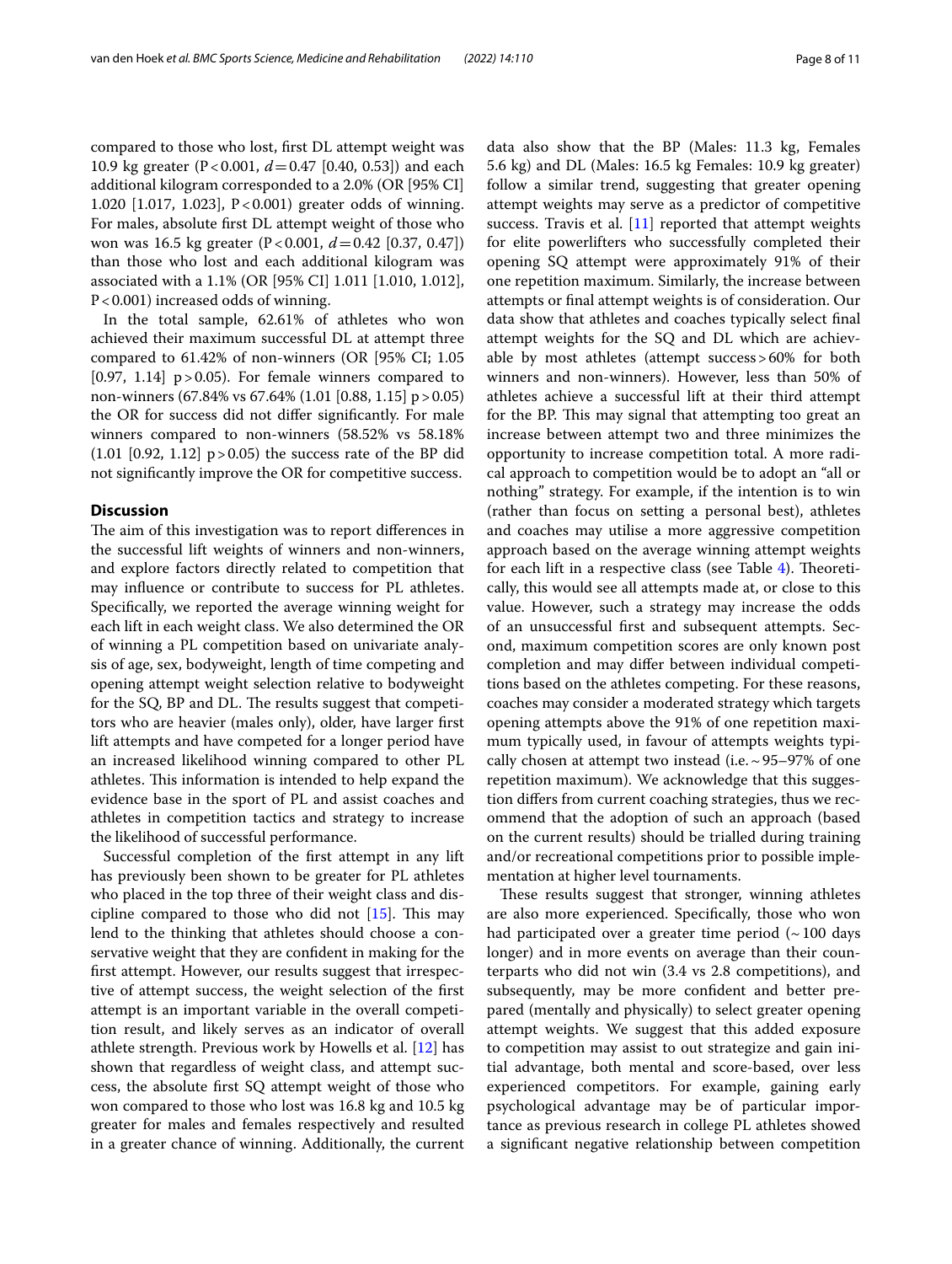compared to those who lost, first DL attempt weight was 10.9 kg greater (P < 0.001, $d = 0.47$ [0.40, 0.53]) and each additional kilogram corresponded to a 2.0% (OR [95% CI] 1.020 [1.017, 1.023], P < 0.001) greater odds of winning. For males, absolute first DL attempt weight of those who won was 16.5 kg greater (P < 0.001, $d = 0.42$ [0.37, 0.47]) than those who lost and each additional kilogram was associated with a 1.1% (OR [95% CI] 1.011 [1.010, 1.012], P < 0.001) increased odds of winning.

In the total sample, 62.61% of athletes who won achieved their maximum successful DL at attempt three compared to 61.42% of non-winners (OR [95% CI; 1.05 [0.97, 1.14] p > 0.05). For female winners compared to non-winners (67.84% vs 67.64% (1.01 [0.88, 1.15] p > 0.05) the OR for success did not differ significantly. For male winners compared to non-winners (58.52% vs 58.18% (1.01 [0.92, 1.12] p > 0.05) the success rate of the BP did not significantly improve the OR for competitive success.

## Discussion

The aim of this investigation was to report differences in the successful lift weights of winners and non-winners, and explore factors directly related to competition that may influence or contribute to success for PL athletes. Specifically, we reported the average winning weight for each lift in each weight class. We also determined the OR of winning a PL competition based on univariate analysis of age, sex, bodyweight, length of time competing and opening attempt weight selection relative to bodyweight for the SQ, BP and DL. The results suggest that competitors who are heavier (males only), older, have larger first lift attempts and have competed for a longer period have an increased likelihood winning compared to other PL athletes. This information is intended to help expand the evidence base in the sport of PL and assist coaches and athletes in competition tactics and strategy to increase the likelihood of successful performance.

Successful completion of the first attempt in any lift has previously been shown to be greater for PL athletes who placed in the top three of their weight class and discipline compared to those who did not [15]. This may lend to the thinking that athletes should choose a conservative weight that they are confident in making for the first attempt. However, our results suggest that irrespective of attempt success, the weight selection of the first attempt is an important variable in the overall competition result, and likely serves as an indicator of overall athlete strength. Previous work by Howells et al. [12] has shown that regardless of weight class, and attempt success, the absolute first SQ attempt weight of those who won compared to those who lost was 16.8 kg and 10.5 kg greater for males and females respectively and resulted in a greater chance of winning. Additionally, the current data also show that the BP (Males: 11.3 kg, Females 5.6 kg) and DL (Males: 16.5 kg Females: 10.9 kg greater) follow a similar trend, suggesting that greater opening attempt weights may serve as a predictor of competitive success. Travis et al. [11] reported that attempt weights for elite powerlifters who successfully completed their opening SQ attempt were approximately 91% of their one repetition maximum. Similarly, the increase between attempts or final attempt weights is of consideration. Our data show that athletes and coaches typically select final attempt weights for the SQ and DL which are achievable by most athletes (attempt success > 60% for both winners and non-winners). However, less than 50% of athletes achieve a successful lift at their third attempt for the BP. This may signal that attempting too great an increase between attempt two and three minimizes the opportunity to increase competition total. A more radical approach to competition would be to adopt an "all or nothing" strategy. For example, if the intention is to win (rather than focus on setting a personal best), athletes and coaches may utilise a more aggressive competition approach based on the average winning attempt weights for each lift in a respective class (see Table 4). Theoretically, this would see all attempts made at, or close to this value. However, such a strategy may increase the odds of an unsuccessful first and subsequent attempts. Second, maximum competition scores are only known post completion and may differ between individual competitions based on the athletes competing. For these reasons, coaches may consider a moderated strategy which targets opening attempts above the 91% of one repetition maximum typically used, in favour of attempts weights typically chosen at attempt two instead (i.e. ~ 95–97% of one repetition maximum). We acknowledge that this suggestion differs from current coaching strategies, thus we recommend that the adoption of such an approach (based on the current results) should be trialled during training and/or recreational competitions prior to possible implementation at higher level tournaments.

These results suggest that stronger, winning athletes are also more experienced. Specifically, those who won had participated over a greater time period (~ 100 days longer) and in more events on average than their counterparts who did not win (3.4 vs 2.8 competitions), and subsequently, may be more confident and better prepared (mentally and physically) to select greater opening attempt weights. We suggest that this added exposure to competition may assist to out strategize and gain initial advantage, both mental and score-based, over less experienced competitors. For example, gaining early psychological advantage may be of particular importance as previous research in college PL athletes showed a significant negative relationship between competition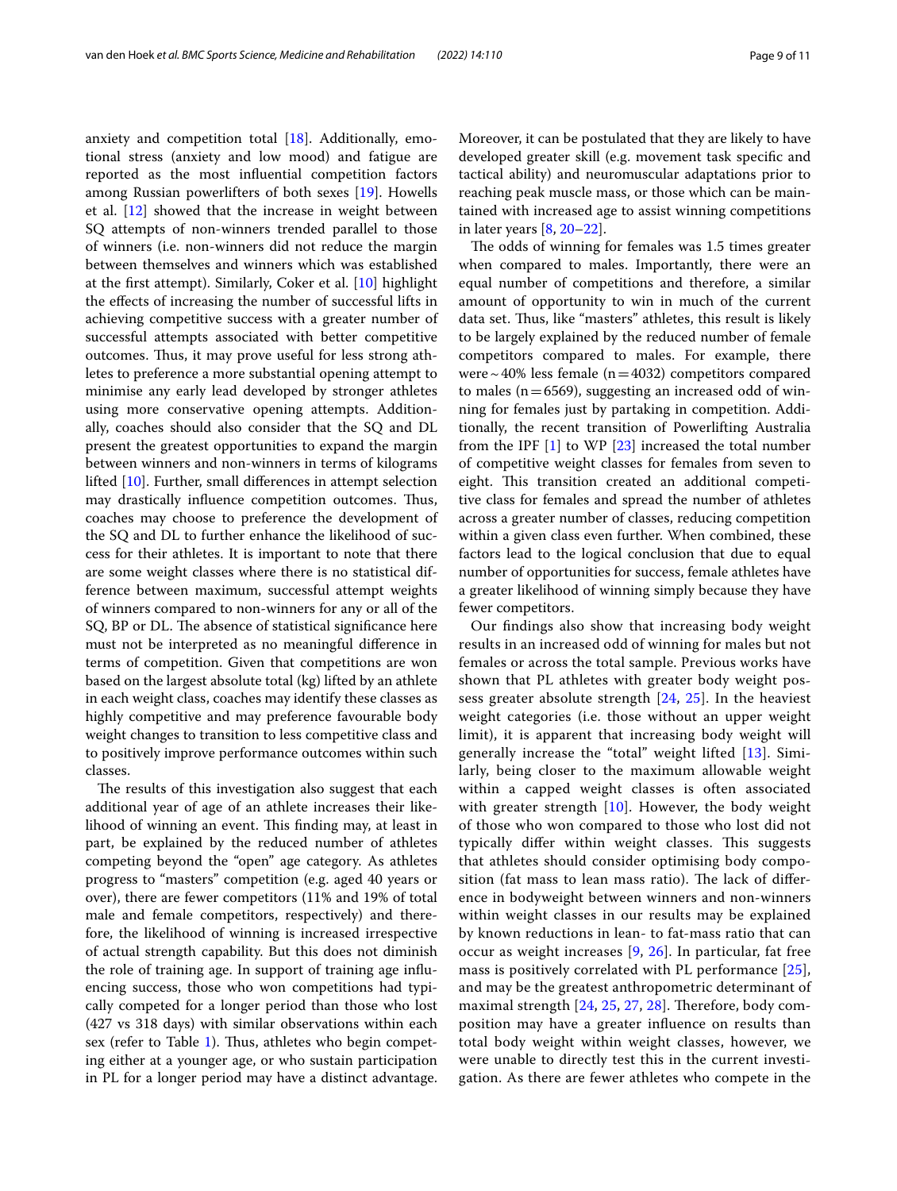anxiety and competition total [18]. Additionally, emotional stress (anxiety and low mood) and fatigue are reported as the most influential competition factors among Russian powerlifters of both sexes [19]. Howells et al. [12] showed that the increase in weight between SQ attempts of non-winners trended parallel to those of winners (i.e. non-winners did not reduce the margin between themselves and winners which was established at the first attempt). Similarly, Coker et al. [10] highlight the effects of increasing the number of successful lifts in achieving competitive success with a greater number of successful attempts associated with better competitive outcomes. Thus, it may prove useful for less strong athletes to preference a more substantial opening attempt to minimise any early lead developed by stronger athletes using more conservative opening attempts. Additionally, coaches should also consider that the SQ and DL present the greatest opportunities to expand the margin between winners and non-winners in terms of kilograms lifted [10]. Further, small differences in attempt selection may drastically influence competition outcomes. Thus, coaches may choose to preference the development of the SQ and DL to further enhance the likelihood of success for their athletes. It is important to note that there are some weight classes where there is no statistical difference between maximum, successful attempt weights of winners compared to non-winners for any or all of the SQ, BP or DL. The absence of statistical significance here must not be interpreted as no meaningful difference in terms of competition. Given that competitions are won based on the largest absolute total (kg) lifted by an athlete in each weight class, coaches may identify these classes as highly competitive and may preference favourable body weight changes to transition to less competitive class and to positively improve performance outcomes within such classes.

The results of this investigation also suggest that each additional year of age of an athlete increases their likelihood of winning an event. This finding may, at least in part, be explained by the reduced number of athletes competing beyond the "open" age category. As athletes progress to "masters" competition (e.g. aged 40 years or over), there are fewer competitors (11% and 19% of total male and female competitors, respectively) and therefore, the likelihood of winning is increased irrespective of actual strength capability. But this does not diminish the role of training age. In support of training age influencing success, those who won competitions had typically competed for a longer period than those who lost (427 vs 318 days) with similar observations within each sex (refer to Table 1). Thus, athletes who begin competing either at a younger age, or who sustain participation in PL for a longer period may have a distinct advantage. Moreover, it can be postulated that they are likely to have developed greater skill (e.g. movement task specific and tactical ability) and neuromuscular adaptations prior to reaching peak muscle mass, or those which can be maintained with increased age to assist winning competitions in later years [8, 20–22].

The odds of winning for females was 1.5 times greater when compared to males. Importantly, there were an equal number of competitions and therefore, a similar amount of opportunity to win in much of the current data set. Thus, like "masters" athletes, this result is likely to be largely explained by the reduced number of female competitors compared to males. For example, there were ~40% less female (n = 4032) competitors compared to males (n = 6569), suggesting an increased odd of winning for females just by partaking in competition. Additionally, the recent transition of Powerlifting Australia from the IPF [1] to WP [23] increased the total number of competitive weight classes for females from seven to eight. This transition created an additional competitive class for females and spread the number of athletes across a greater number of classes, reducing competition within a given class even further. When combined, these factors lead to the logical conclusion that due to equal number of opportunities for success, female athletes have a greater likelihood of winning simply because they have fewer competitors.

Our findings also show that increasing body weight results in an increased odd of winning for males but not females or across the total sample. Previous works have shown that PL athletes with greater body weight possess greater absolute strength [24, 25]. In the heaviest weight categories (i.e. those without an upper weight limit), it is apparent that increasing body weight will generally increase the "total" weight lifted [13]. Similarly, being closer to the maximum allowable weight within a capped weight classes is often associated with greater strength [10]. However, the body weight of those who won compared to those who lost did not typically differ within weight classes. This suggests that athletes should consider optimising body composition (fat mass to lean mass ratio). The lack of difference in bodyweight between winners and non-winners within weight classes in our results may be explained by known reductions in lean- to fat-mass ratio that can occur as weight increases [9, 26]. In particular, fat free mass is positively correlated with PL performance [25], and may be the greatest anthropometric determinant of maximal strength [24, 25, 27, 28]. Therefore, body composition may have a greater influence on results than total body weight within weight classes, however, we were unable to directly test this in the current investigation. As there are fewer athletes who compete in the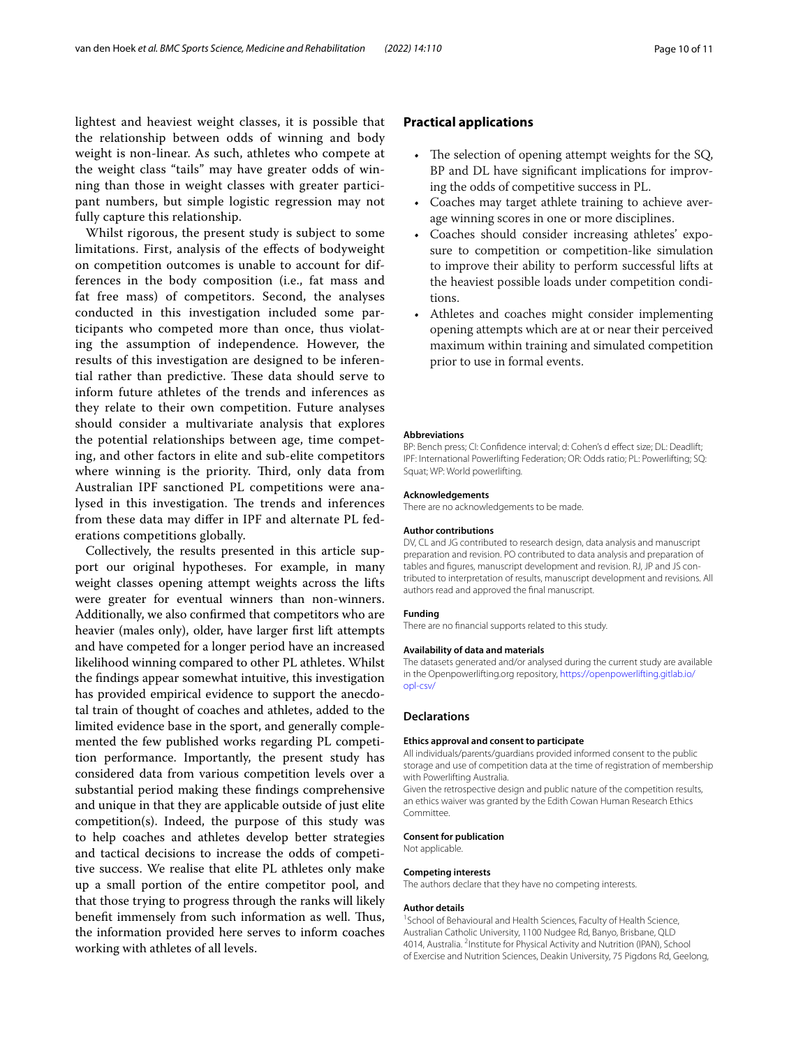lightest and heaviest weight classes, it is possible that the relationship between odds of winning and body weight is non-linear. As such, athletes who compete at the weight class "tails" may have greater odds of winning than those in weight classes with greater participant numbers, but simple logistic regression may not fully capture this relationship.

Whilst rigorous, the present study is subject to some limitations. First, analysis of the effects of bodyweight on competition outcomes is unable to account for differences in the body composition (i.e., fat mass and fat free mass) of competitors. Second, the analyses conducted in this investigation included some participants who competed more than once, thus violating the assumption of independence. However, the results of this investigation are designed to be inferential rather than predictive. These data should serve to inform future athletes of the trends and inferences as they relate to their own competition. Future analyses should consider a multivariate analysis that explores the potential relationships between age, time competing, and other factors in elite and sub-elite competitors where winning is the priority. Third, only data from Australian IPF sanctioned PL competitions were analysed in this investigation. The trends and inferences from these data may differ in IPF and alternate PL federations competitions globally.

Collectively, the results presented in this article support our original hypotheses. For example, in many weight classes opening attempt weights across the lifts were greater for eventual winners than non-winners. Additionally, we also confirmed that competitors who are heavier (males only), older, have larger first lift attempts and have competed for a longer period have an increased likelihood winning compared to other PL athletes. Whilst the findings appear somewhat intuitive, this investigation has provided empirical evidence to support the anecdotal train of thought of coaches and athletes, added to the limited evidence base in the sport, and generally complemented the few published works regarding PL competition performance. Importantly, the present study has considered data from various competition levels over a substantial period making these findings comprehensive and unique in that they are applicable outside of just elite competition(s). Indeed, the purpose of this study was to help coaches and athletes develop better strategies and tactical decisions to increase the odds of competitive success. We realise that elite PL athletes only make up a small portion of the entire competitor pool, and that those trying to progress through the ranks will likely benefit immensely from such information as well. Thus, the information provided here serves to inform coaches working with athletes of all levels.

## Practical applications

- The selection of opening attempt weights for the SQ, BP and DL have significant implications for improving the odds of competitive success in PL.
- Coaches may target athlete training to achieve average winning scores in one or more disciplines.
- Coaches should consider increasing athletes' exposure to competition or competition-like simulation to improve their ability to perform successful lifts at the heaviest possible loads under competition conditions.
- Athletes and coaches might consider implementing opening attempts which are at or near their perceived maximum within training and simulated competition prior to use in formal events.

#### Abbreviations
BP: Bench press; CI: Confidence interval; d: Cohen's d effect size; DL: Deadlift; IPF: International Powerlifting Federation; OR: Odds ratio; PL: Powerlifting; SQ: Squat; WP: World powerlifting.

#### Acknowledgements
There are no acknowledgements to be made.

#### Author contributions
DV, CL and JG contributed to research design, data analysis and manuscript preparation and revision. PO contributed to data analysis and preparation of tables and figures, manuscript development and revision. RJ, JP and JS contributed to interpretation of results, manuscript development and revisions. All authors read and approved the final manuscript.

#### Funding
There are no financial supports related to this study.

#### Availability of data and materials
The datasets generated and/or analysed during the current study are available in the Openpowerlifting.org repository, https://openpowerlifting.gitlab.io/opl-csv/

## Declarations

#### Ethics approval and consent to participate
All individuals/parents/guardians provided informed consent to the public storage and use of competition data at the time of registration of membership with Powerlifting Australia.
Given the retrospective design and public nature of the competition results, an ethics waiver was granted by the Edith Cowan Human Research Ethics Committee.

#### Consent for publication
Not applicable.

#### Competing interests
The authors declare that they have no competing interests.

#### Author details
[1]School of Behavioural and Health Sciences, Faculty of Health Science, Australian Catholic University, 1100 Nudgee Rd, Banyo, Brisbane, QLD 4014, Australia. [2]Institute for Physical Activity and Nutrition (IPAN), School of Exercise and Nutrition Sciences, Deakin University, 75 Pigdons Rd, Geelong,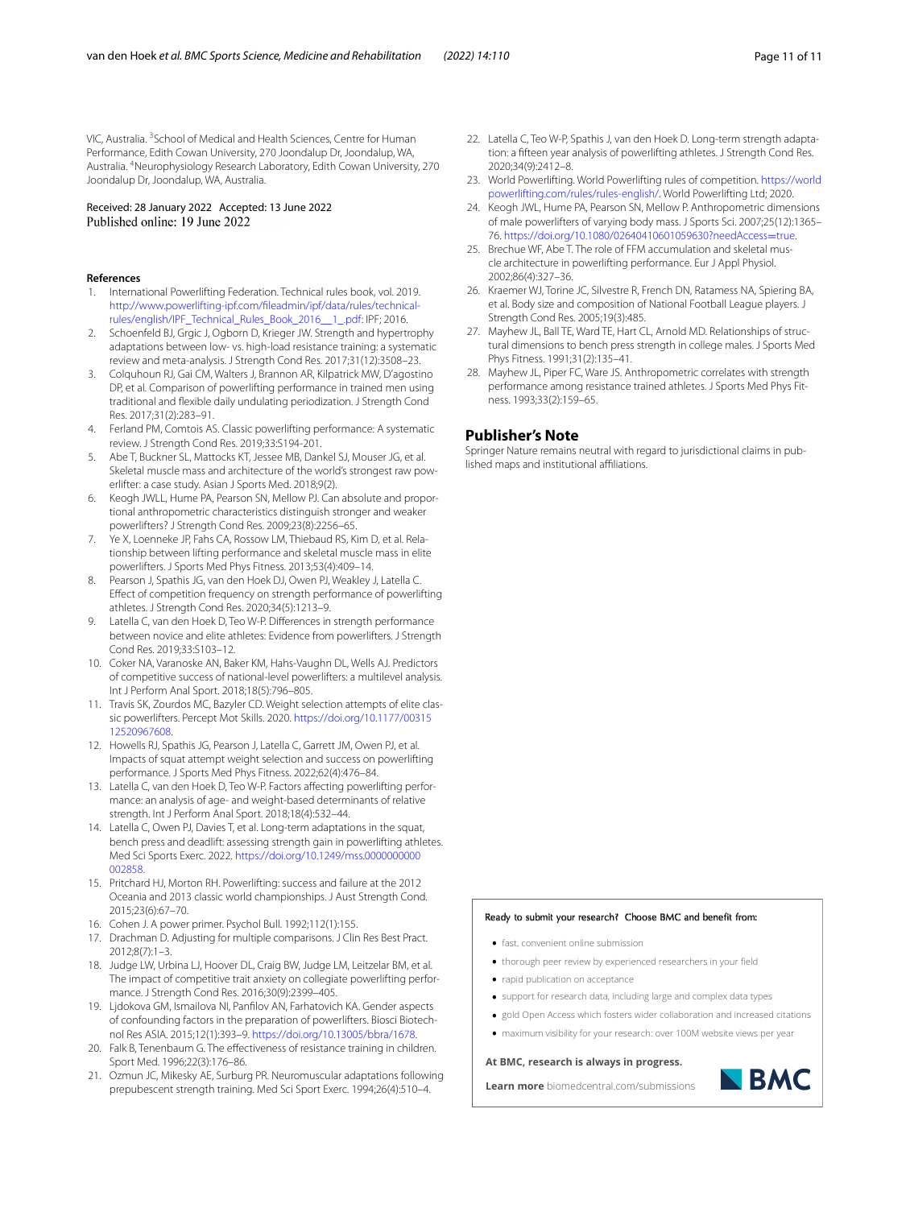VIC, Australia. [3]School of Medical and Health Sciences, Centre for Human Performance, Edith Cowan University, 270 Joondalup Dr, Joondalup, WA, Australia. [4]Neurophysiology Research Laboratory, Edith Cowan University, 270 Joondalup Dr, Joondalup, WA, Australia.

Received: 28 January 2022 Accepted: 13 June 2022
Published online: 19 June 2022

## References

1. International Powerlifting Federation. Technical rules book, vol. 2019. http://www.powerlifting-ipf.com/fileadmin/ipf/data/rules/technical-rules/english/IPF_Technical_Rules_Book_2016__1_.pdf: IPF; 2016.
2. Schoenfeld BJ, Grgic J, Ogborn D, Krieger JW. Strength and hypertrophy adaptations between low- vs. high-load resistance training: a systematic review and meta-analysis. J Strength Cond Res. 2017;31(12):3508–23.
3. Colquhoun RJ, Gai CM, Walters J, Brannon AR, Kilpatrick MW, D'agostino DP, et al. Comparison of powerlifting performance in trained men using traditional and flexible daily undulating periodization. J Strength Cond Res. 2017;31(2):283–91.
4. Ferland PM, Comtois AS. Classic powerlifting performance: A systematic review. J Strength Cond Res. 2019;33:S194-201.
5. Abe T, Buckner SL, Mattocks KT, Jessee MB, Dankel SJ, Mouser JG, et al. Skeletal muscle mass and architecture of the world's strongest raw powerlifter: a case study. Asian J Sports Med. 2018;9(2).
6. Keogh JWLL, Hume PA, Pearson SN, Mellow PJ. Can absolute and proportional anthropometric characteristics distinguish stronger and weaker powerlifters? J Strength Cond Res. 2009;23(8):2256–65.
7. Ye X, Loenneke JP, Fahs CA, Rossow LM, Thiebaud RS, Kim D, et al. Relationship between lifting performance and skeletal muscle mass in elite powerlifters. J Sports Med Phys Fitness. 2013;53(4):409–14.
8. Pearson J, Spathis JG, van den Hoek DJ, Owen PJ, Weakley J, Latella C. Effect of competition frequency on strength performance of powerlifting athletes. J Strength Cond Res. 2020;34(5):1213–9.
9. Latella C, van den Hoek D, Teo W-P. Differences in strength performance between novice and elite athletes: Evidence from powerlifters. J Strength Cond Res. 2019;33:S103–12.
10. Coker NA, Varanoske AN, Baker KM, Hahs-Vaughn DL, Wells AJ. Predictors of competitive success of national-level powerlifters: a multilevel analysis. Int J Perform Anal Sport. 2018;18(5):796–805.
11. Travis SK, Zourdos MC, Bazyler CD. Weight selection attempts of elite classic powerlifters. Percept Mot Skills. 2020. https://doi.org/10.1177/0031512520967608.
12. Howells RJ, Spathis JG, Pearson J, Latella C, Garrett JM, Owen PJ, et al. Impacts of squat attempt weight selection and success on powerlifting performance. J Sports Med Phys Fitness. 2022;62(4):476–84.
13. Latella C, van den Hoek D, Teo W-P. Factors affecting powerlifting performance: an analysis of age- and weight-based determinants of relative strength. Int J Perform Anal Sport. 2018;18(4):532–44.
14. Latella C, Owen PJ, Davies T, et al. Long-term adaptations in the squat, bench press and deadlift: assessing strength gain in powerlifting athletes. Med Sci Sports Exerc. 2022. https://doi.org/10.1249/mss.0000000000002858.
15. Pritchard HJ, Morton RH. Powerlifting: success and failure at the 2012 Oceania and 2013 classic world championships. J Aust Strength Cond. 2015;23(6):67–70.
16. Cohen J. A power primer. Psychol Bull. 1992;112(1):155.
17. Drachman D. Adjusting for multiple comparisons. J Clin Res Best Pract. 2012;8(7):1–3.
18. Judge LW, Urbina LJ, Hoover DL, Craig BW, Judge LM, Leitzelar BM, et al. The impact of competitive trait anxiety on collegiate powerlifting performance. J Strength Cond Res. 2016;30(9):2399–405.
19. Ljdokova GM, Ismailova NI, Panfilov AN, Farhatovich KA. Gender aspects of confounding factors in the preparation of powerlifters. Biosci Biotechnol Res ASIA. 2015;12(1):393–9. https://doi.org/10.13005/bbra/1678.
20. Falk B, Tenenbaum G. The effectiveness of resistance training in children. Sport Med. 1996;22(3):176–86.
21. Ozmun JC, Mikesky AE, Surburg PR. Neuromuscular adaptations following prepubescent strength training. Med Sci Sport Exerc. 1994;26(4):510–4.
22. Latella C, Teo W-P, Spathis J, van den Hoek D. Long-term strength adaptation: a fifteen year analysis of powerlifting athletes. J Strength Cond Res. 2020;34(9):2412–8.
23. World Powerlifting. World Powerlifting rules of competition. https://worldpowerlifting.com/rules/rules-english/. World Powerlifting Ltd; 2020.
24. Keogh JWL, Hume PA, Pearson SN, Mellow P. Anthropometric dimensions of male powerlifters of varying body mass. J Sports Sci. 2007;25(12):1365–76. https://doi.org/10.1080/02640410601059630?needAccess=true.
25. Brechue WF, Abe T. The role of FFM accumulation and skeletal muscle architecture in powerlifting performance. Eur J Appl Physiol. 2002;86(4):327–36.
26. Kraemer WJ, Torine JC, Silvestre R, French DN, Ratamess NA, Spiering BA, et al. Body size and composition of National Football League players. J Strength Cond Res. 2005;19(3):485.
27. Mayhew JL, Ball TE, Ward TE, Hart CL, Arnold MD. Relationships of structural dimensions to bench press strength in college males. J Sports Med Phys Fitness. 1991;31(2):135–41.
28. Mayhew JL, Piper FC, Ware JS. Anthropometric correlates with strength performance among resistance trained athletes. J Sports Med Phys Fitness. 1993;33(2):159–65.

## Publisher's Note

Springer Nature remains neutral with regard to jurisdictional claims in published maps and institutional affiliations.

Ready to submit your research? Choose BMC and benefit from:

- fast, convenient online submission
- thorough peer review by experienced researchers in your field
- rapid publication on acceptance
- support for research data, including large and complex data types
- gold Open Access which fosters wider collaboration and increased citations
- maximum visibility for your research: over 100M website views per year

**At BMC, research is always in progress.**

**Learn more** biomedcentral.com/submissions

BMC